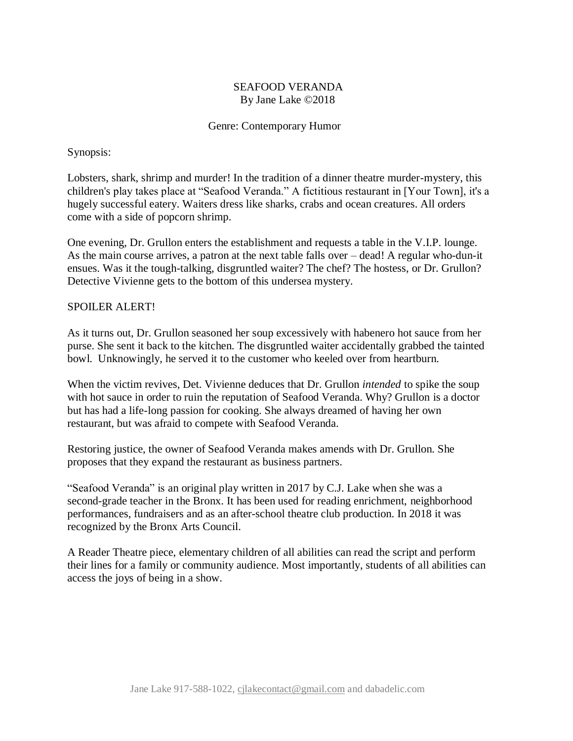# SEAFOOD VERANDA

By Jane Lake ©2018

Genre: Contemporary Humor

Synopsis:

Lobsters, shark, shrimp and murder! In the tradition of a dinner theatre murder-mystery, this children's play takes place at "Seafood Veranda." A fictitious restaurant in [Your Town], it's a hugely successful eatery. Waiters dress like sharks, crabs and ocean creatures. All orders come with a side of popcorn shrimp.

One evening, Dr. Grullon enters the establishment and requests a table in the V.I.P. lounge. As the main course arrives, a patron at the next table falls over – dead! A regular who-dun-it ensues. Was it the tough-talking, disgruntled waiter? The chef? The hostess, or Dr. Grullon? Detective Vivienne gets to the bottom of this undersea mystery.

SPOILER ALERT!

As it turns out, Dr. Grullon seasoned her soup excessively with habenero hot sauce from her purse. She sent it back to the kitchen. The disgruntled waiter accidentally grabbed the tainted bowl. Unknowingly, he served it to the customer who keeled over from heartburn.

When the victim revives, Det. Vivienne deduces that Dr. Grullon *intended* to spike the soup with hot sauce in order to ruin the reputation of Seafood Veranda. Why? Grullon is a doctor but has had a life-long passion for cooking. She always dreamed of having her own restaurant, but was afraid to compete with Seafood Veranda.

Restoring justice, the owner of Seafood Veranda makes amends with Dr. Grullon. She proposes that they expand the restaurant as business partners.

"Seafood Veranda" is an original play written in 2017 by C.J. Lake when she was a second-grade teacher in the Bronx. It has been used for reading enrichment, neighborhood performances, fundraisers and as an after-school theatre club production. In 2018 it was recognized by the Bronx Arts Council.

A Reader Theatre piece, elementary children of all abilities can read the script and perform their lines for a family or community audience. Most importantly, students of all abilities can access the joys of being in a show.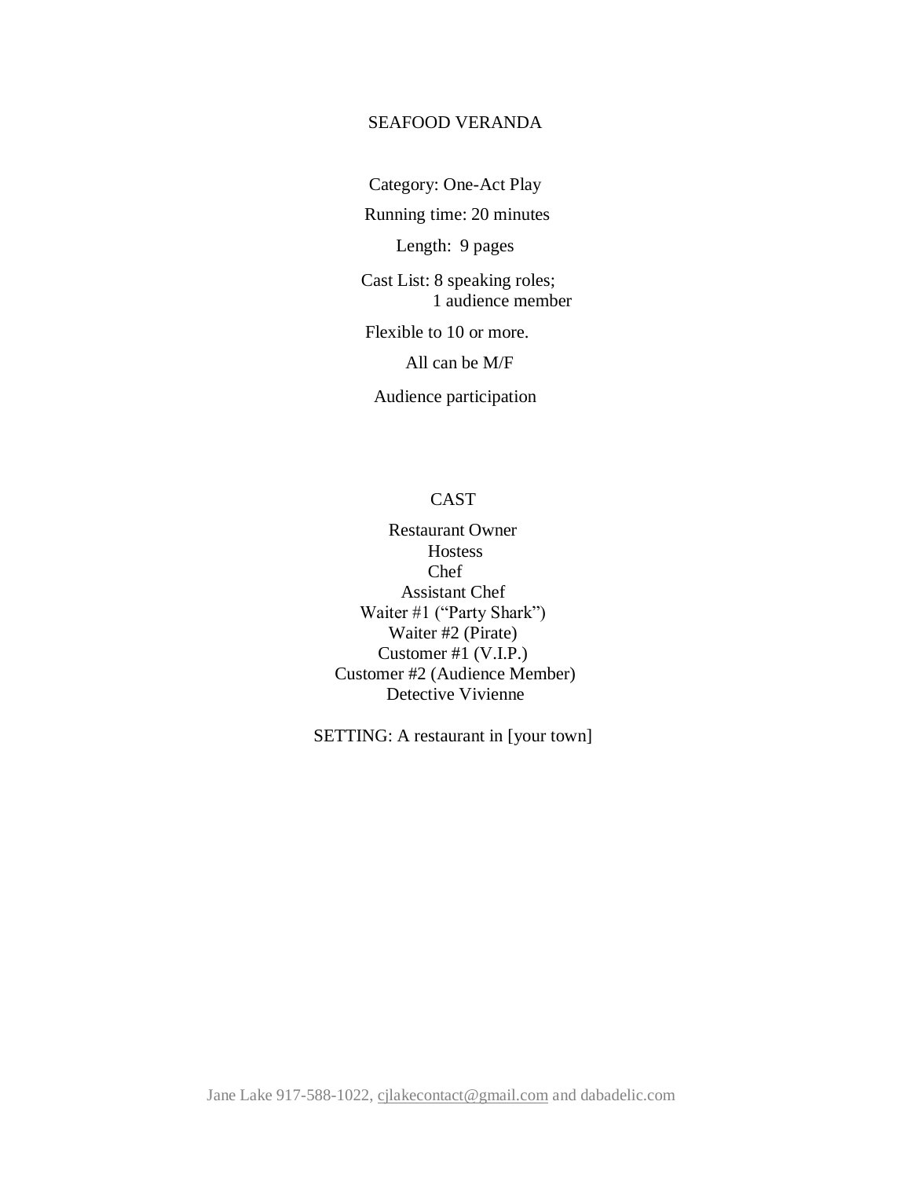# SEAFOOD VERANDA

Category: One-Act Play

Running time: 20 minutes

Length: 9 pages

Cast List: 8 speaking roles;
1 audience member

Flexible to 10 or more.

All can be M/F

Audience participation

## CAST

Restaurant Owner
Hostess
Chef
Assistant Chef
Waiter #1 ("Party Shark")
Waiter #2 (Pirate)
Customer #1 (V.I.P.)
Customer #2 (Audience Member)
Detective Vivienne

SETTING: A restaurant in [your town]

Jane Lake 917-588-1022, cjlakecontact@gmail.com and dabadelic.com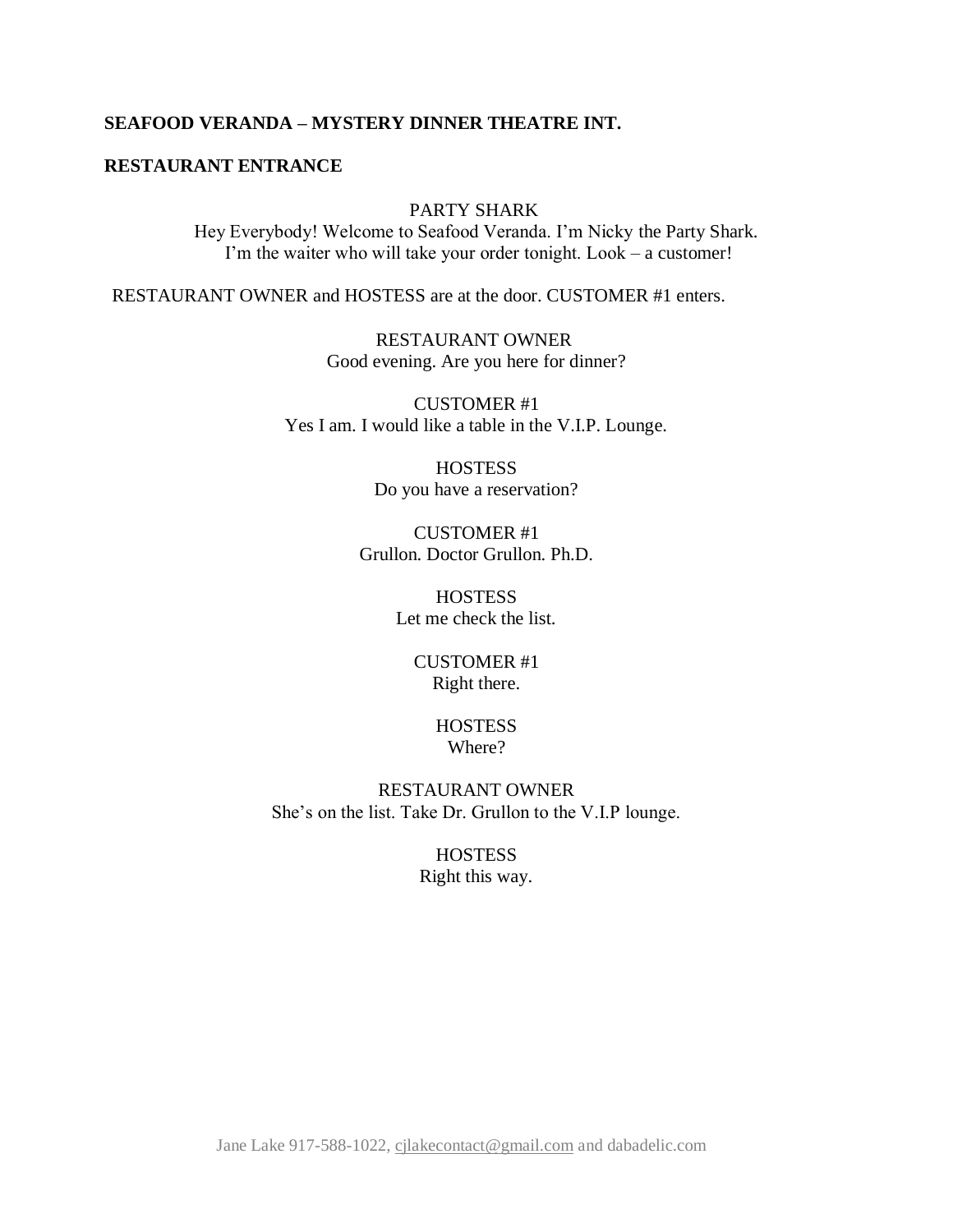**SEAFOOD VERANDA – MYSTERY DINNER THEATRE INT.**

**RESTAURANT ENTRANCE**

PARTY SHARK
Hey Everybody! Welcome to Seafood Veranda. I'm Nicky the Party Shark. I'm the waiter who will take your order tonight. Look – a customer!

RESTAURANT OWNER and HOSTESS are at the door. CUSTOMER #1 enters.

RESTAURANT OWNER
Good evening. Are you here for dinner?

CUSTOMER #1
Yes I am. I would like a table in the V.I.P. Lounge.

HOSTESS
Do you have a reservation?

CUSTOMER #1
Grullon. Doctor Grullon. Ph.D.

HOSTESS
Let me check the list.

CUSTOMER #1
Right there.

HOSTESS
Where?

RESTAURANT OWNER
She's on the list. Take Dr. Grullon to the V.I.P lounge.

HOSTESS
Right this way.

Jane Lake 917-588-1022, cjlakecontact@gmail.com and dabadelic.com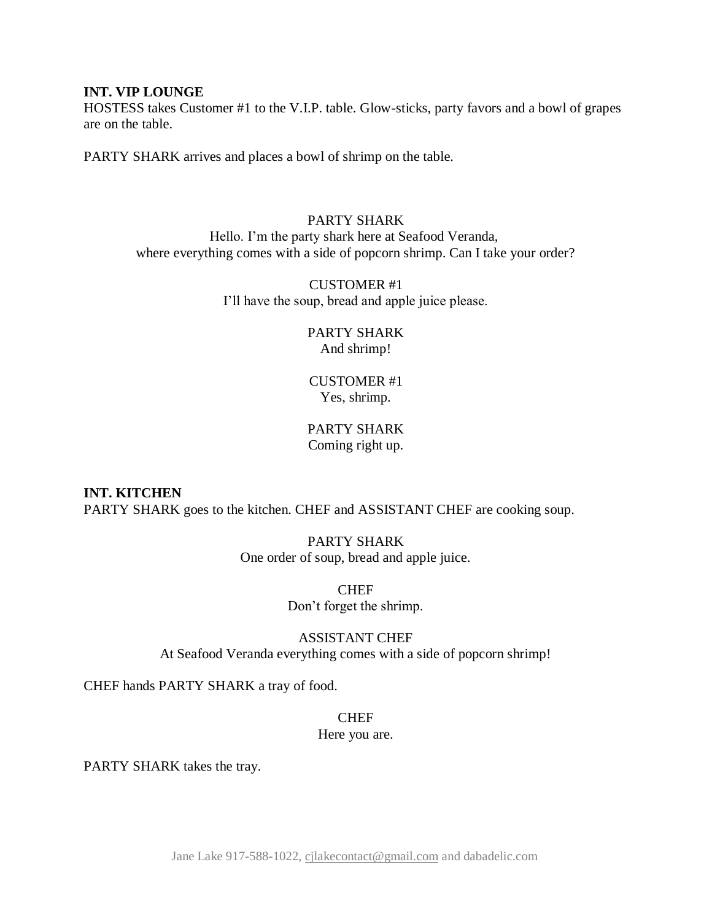**INT. VIP LOUNGE**

HOSTESS takes Customer #1 to the V.I.P. table. Glow-sticks, party favors and a bowl of grapes are on the table.

PARTY SHARK arrives and places a bowl of shrimp on the table.

PARTY SHARK
Hello. I'm the party shark here at Seafood Veranda, where everything comes with a side of popcorn shrimp. Can I take your order?

CUSTOMER #1
I'll have the soup, bread and apple juice please.

PARTY SHARK
And shrimp!

CUSTOMER #1
Yes, shrimp.

PARTY SHARK
Coming right up.

**INT. KITCHEN**

PARTY SHARK goes to the kitchen. CHEF and ASSISTANT CHEF are cooking soup.

PARTY SHARK
One order of soup, bread and apple juice.

CHEF
Don't forget the shrimp.

ASSISTANT CHEF
At Seafood Veranda everything comes with a side of popcorn shrimp!

CHEF hands PARTY SHARK a tray of food.

CHEF
Here you are.

PARTY SHARK takes the tray.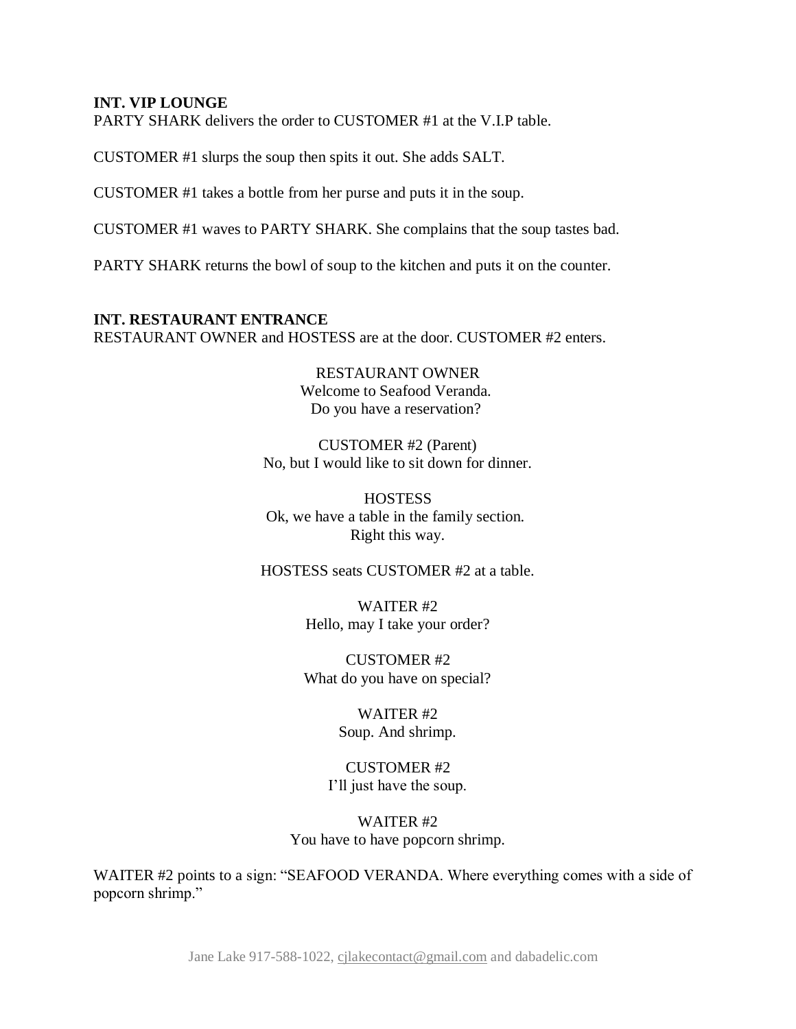**INT. VIP LOUNGE**
PARTY SHARK delivers the order to CUSTOMER #1 at the V.I.P table.

CUSTOMER #1 slurps the soup then spits it out. She adds SALT.

CUSTOMER #1 takes a bottle from her purse and puts it in the soup.

CUSTOMER #1 waves to PARTY SHARK. She complains that the soup tastes bad.

PARTY SHARK returns the bowl of soup to the kitchen and puts it on the counter.

**INT. RESTAURANT ENTRANCE**
RESTAURANT OWNER and HOSTESS are at the door. CUSTOMER #2 enters.

RESTAURANT OWNER
Welcome to Seafood Veranda.
Do you have a reservation?

CUSTOMER #2 (Parent)
No, but I would like to sit down for dinner.

HOSTESS
Ok, we have a table in the family section.
Right this way.

HOSTESS seats CUSTOMER #2 at a table.

WAITER #2
Hello, may I take your order?

CUSTOMER #2
What do you have on special?

WAITER #2
Soup. And shrimp.

CUSTOMER #2
I'll just have the soup.

WAITER #2
You have to have popcorn shrimp.

WAITER #2 points to a sign: "SEAFOOD VERANDA. Where everything comes with a side of popcorn shrimp."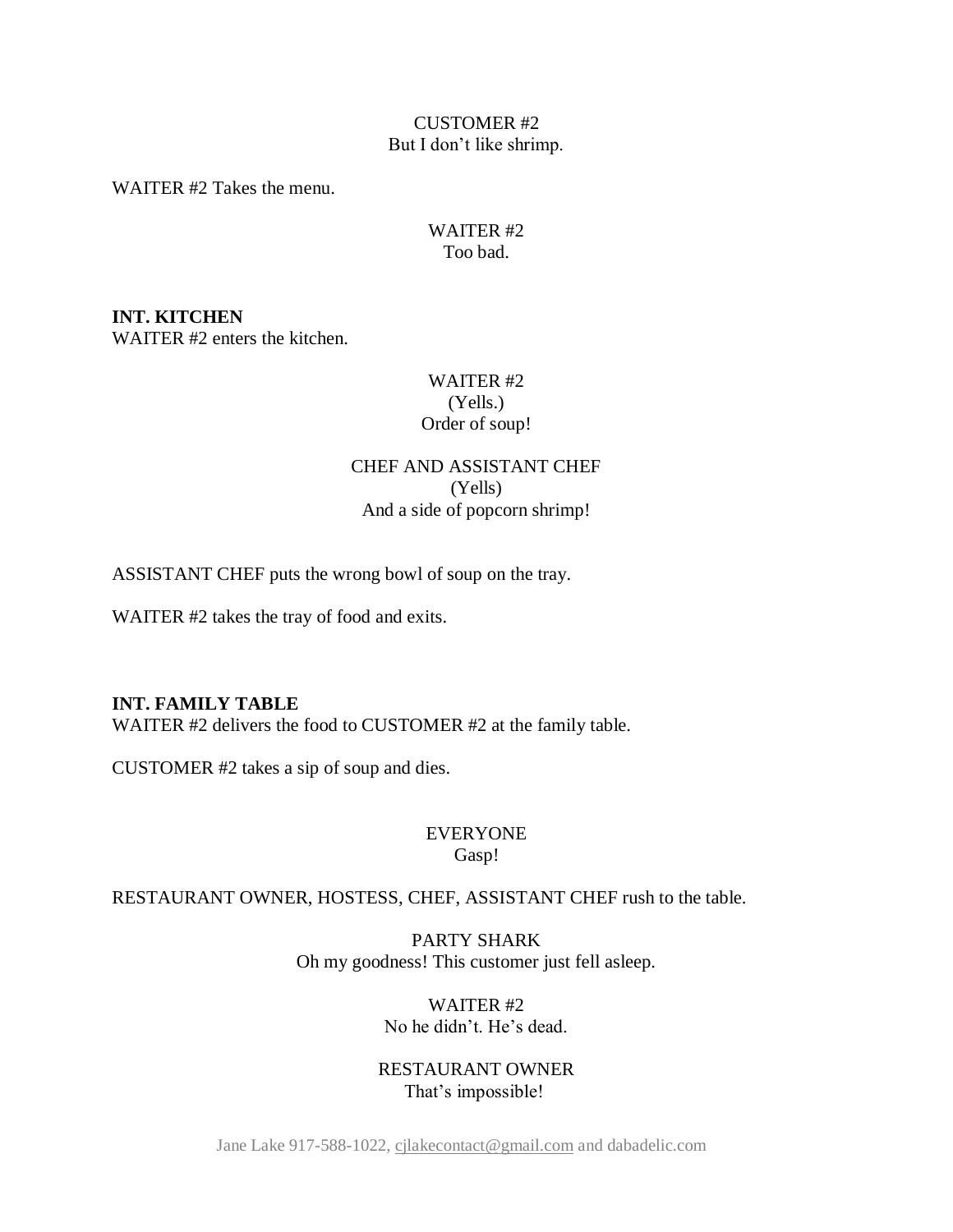CUSTOMER #2
But I don't like shrimp.

WAITER #2 Takes the menu.

WAITER #2
Too bad.

**INT. KITCHEN**
WAITER #2 enters the kitchen.

WAITER #2
(Yells.)
Order of soup!

CHEF AND ASSISTANT CHEF
(Yells)
And a side of popcorn shrimp!

ASSISTANT CHEF puts the wrong bowl of soup on the tray.

WAITER #2 takes the tray of food and exits.

**INT. FAMILY TABLE**
WAITER #2 delivers the food to CUSTOMER #2 at the family table.

CUSTOMER #2 takes a sip of soup and dies.

EVERYONE
Gasp!

RESTAURANT OWNER, HOSTESS, CHEF, ASSISTANT CHEF rush to the table.

PARTY SHARK
Oh my goodness! This customer just fell asleep.

WAITER #2
No he didn't. He's dead.

RESTAURANT OWNER
That's impossible!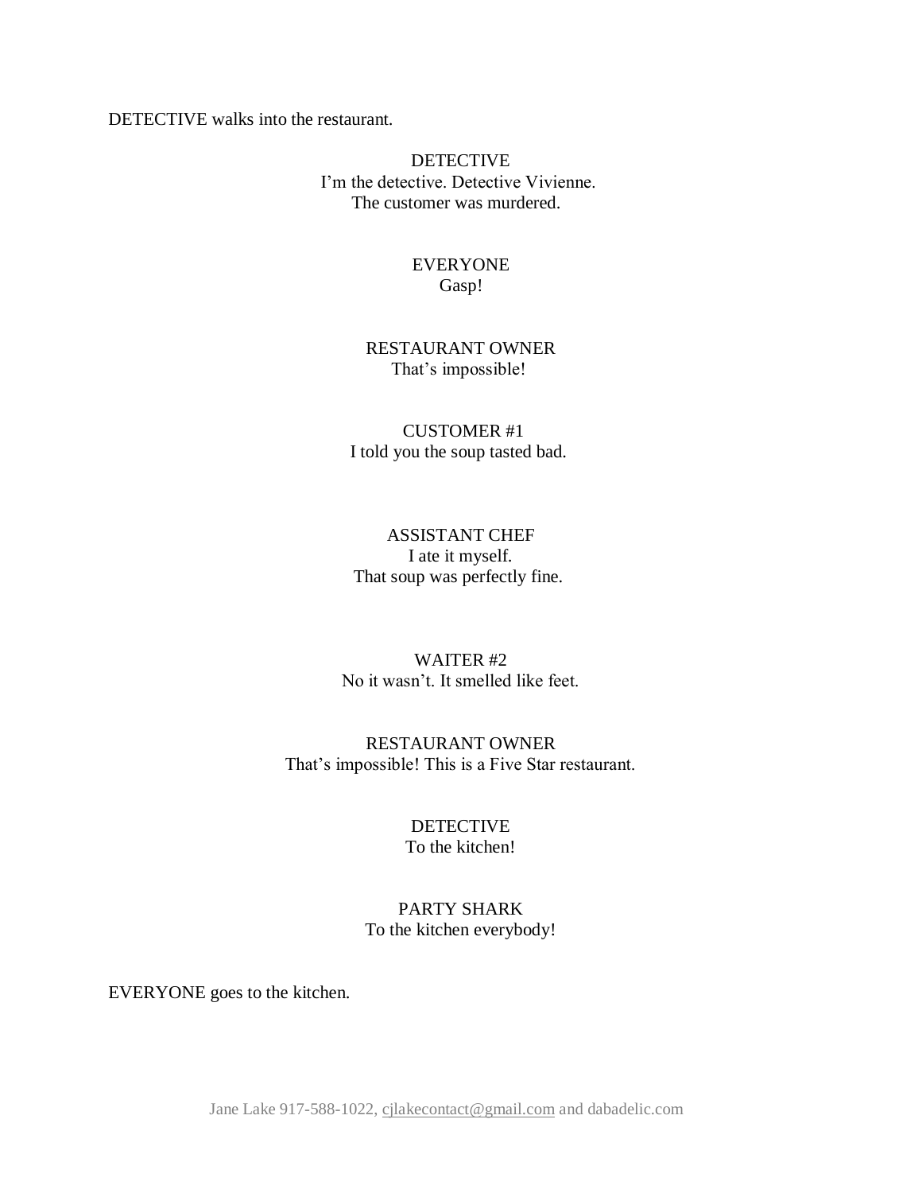DETECTIVE walks into the restaurant.

DETECTIVE
I'm the detective. Detective Vivienne.
The customer was murdered.

EVERYONE
Gasp!

RESTAURANT OWNER
That's impossible!

CUSTOMER #1
I told you the soup tasted bad.

ASSISTANT CHEF
I ate it myself.
That soup was perfectly fine.

WAITER #2
No it wasn't. It smelled like feet.

RESTAURANT OWNER
That's impossible! This is a Five Star restaurant.

DETECTIVE
To the kitchen!

PARTY SHARK
To the kitchen everybody!

EVERYONE goes to the kitchen.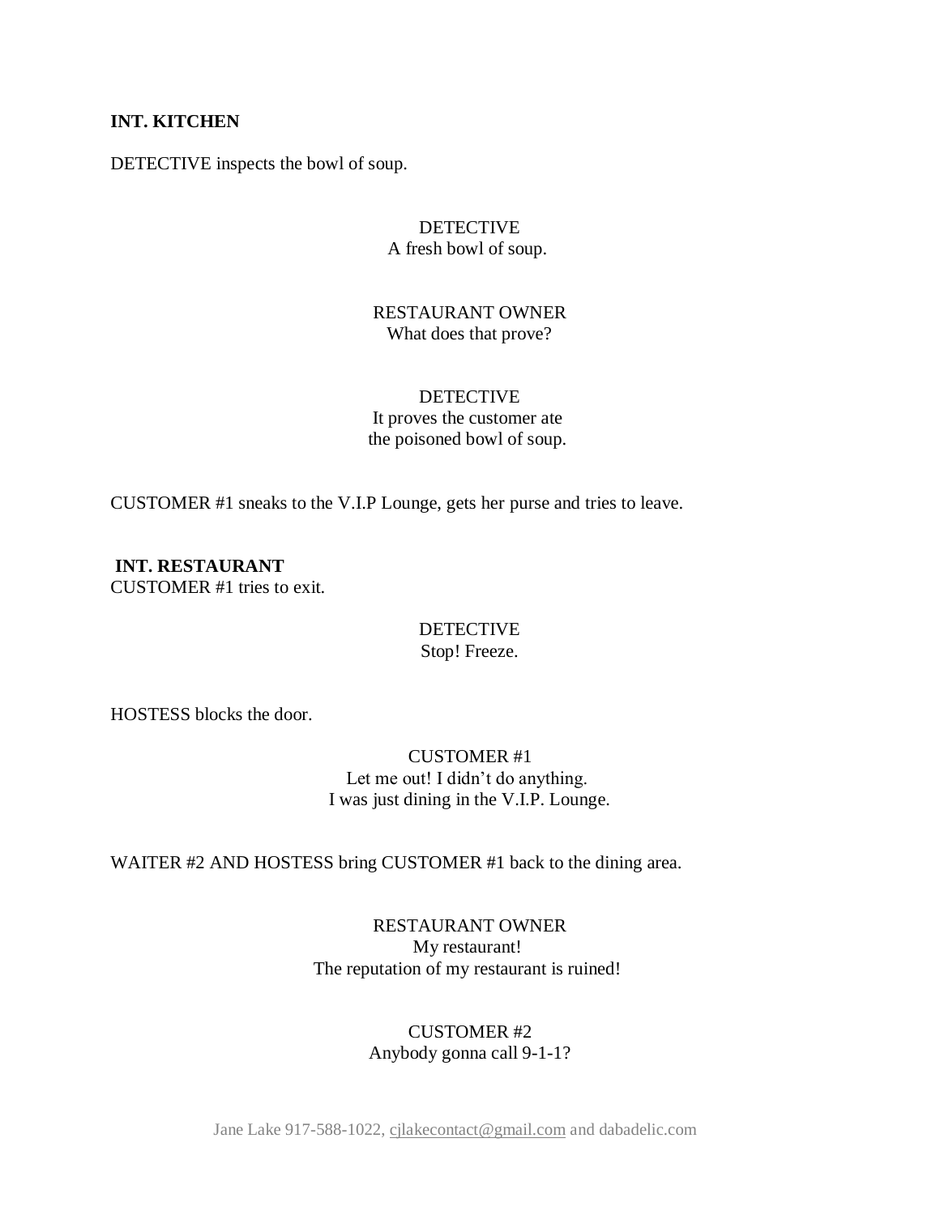**INT. KITCHEN**

DETECTIVE inspects the bowl of soup.

DETECTIVE
A fresh bowl of soup.

RESTAURANT OWNER
What does that prove?

DETECTIVE
It proves the customer ate
the poisoned bowl of soup.

CUSTOMER #1 sneaks to the V.I.P Lounge, gets her purse and tries to leave.

**INT. RESTAURANT**
CUSTOMER #1 tries to exit.

DETECTIVE
Stop! Freeze.

HOSTESS blocks the door.

CUSTOMER #1
Let me out! I didn't do anything.
I was just dining in the V.I.P. Lounge.

WAITER #2 AND HOSTESS bring CUSTOMER #1 back to the dining area.

RESTAURANT OWNER
My restaurant!
The reputation of my restaurant is ruined!

CUSTOMER #2
Anybody gonna call 9-1-1?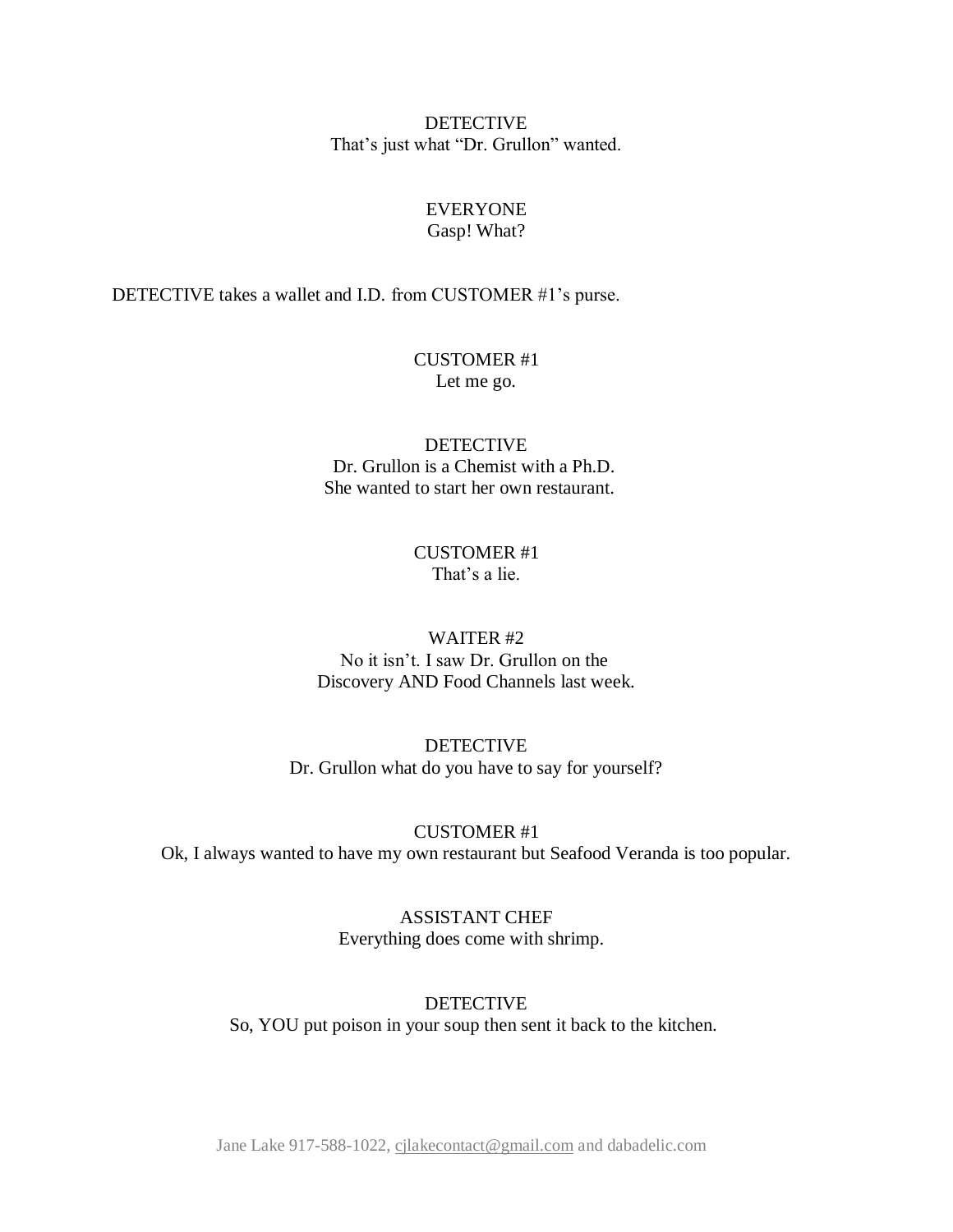DETECTIVE
That's just what "Dr. Grullon" wanted.

EVERYONE
Gasp! What?

DETECTIVE takes a wallet and I.D. from CUSTOMER #1's purse.

CUSTOMER #1
Let me go.

DETECTIVE
Dr. Grullon is a Chemist with a Ph.D.
She wanted to start her own restaurant.

CUSTOMER #1
That's a lie.

WAITER #2
No it isn't. I saw Dr. Grullon on the
Discovery AND Food Channels last week.

DETECTIVE
Dr. Grullon what do you have to say for yourself?

CUSTOMER #1
Ok, I always wanted to have my own restaurant but Seafood Veranda is too popular.

ASSISTANT CHEF
Everything does come with shrimp.

DETECTIVE
So, YOU put poison in your soup then sent it back to the kitchen.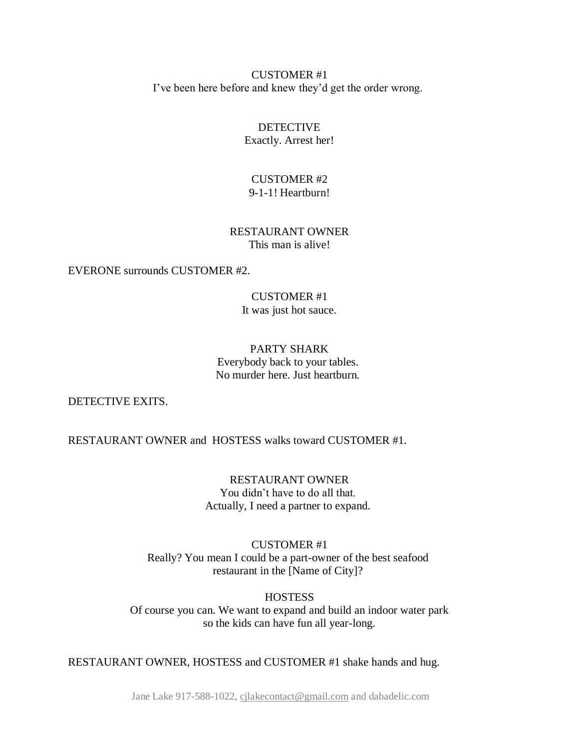CUSTOMER #1
I've been here before and knew they'd get the order wrong.

DETECTIVE
Exactly. Arrest her!

CUSTOMER #2
9-1-1! Heartburn!

RESTAURANT OWNER
This man is alive!

EVERONE surrounds CUSTOMER #2.

CUSTOMER #1
It was just hot sauce.

PARTY SHARK
Everybody back to your tables.
No murder here. Just heartburn.

DETECTIVE EXITS.

RESTAURANT OWNER and HOSTESS walks toward CUSTOMER #1.

RESTAURANT OWNER
You didn't have to do all that.
Actually, I need a partner to expand.

CUSTOMER #1
Really? You mean I could be a part-owner of the best seafood restaurant in the [Name of City]?

HOSTESS
Of course you can. We want to expand and build an indoor water park so the kids can have fun all year-long.

RESTAURANT OWNER, HOSTESS and CUSTOMER #1 shake hands and hug.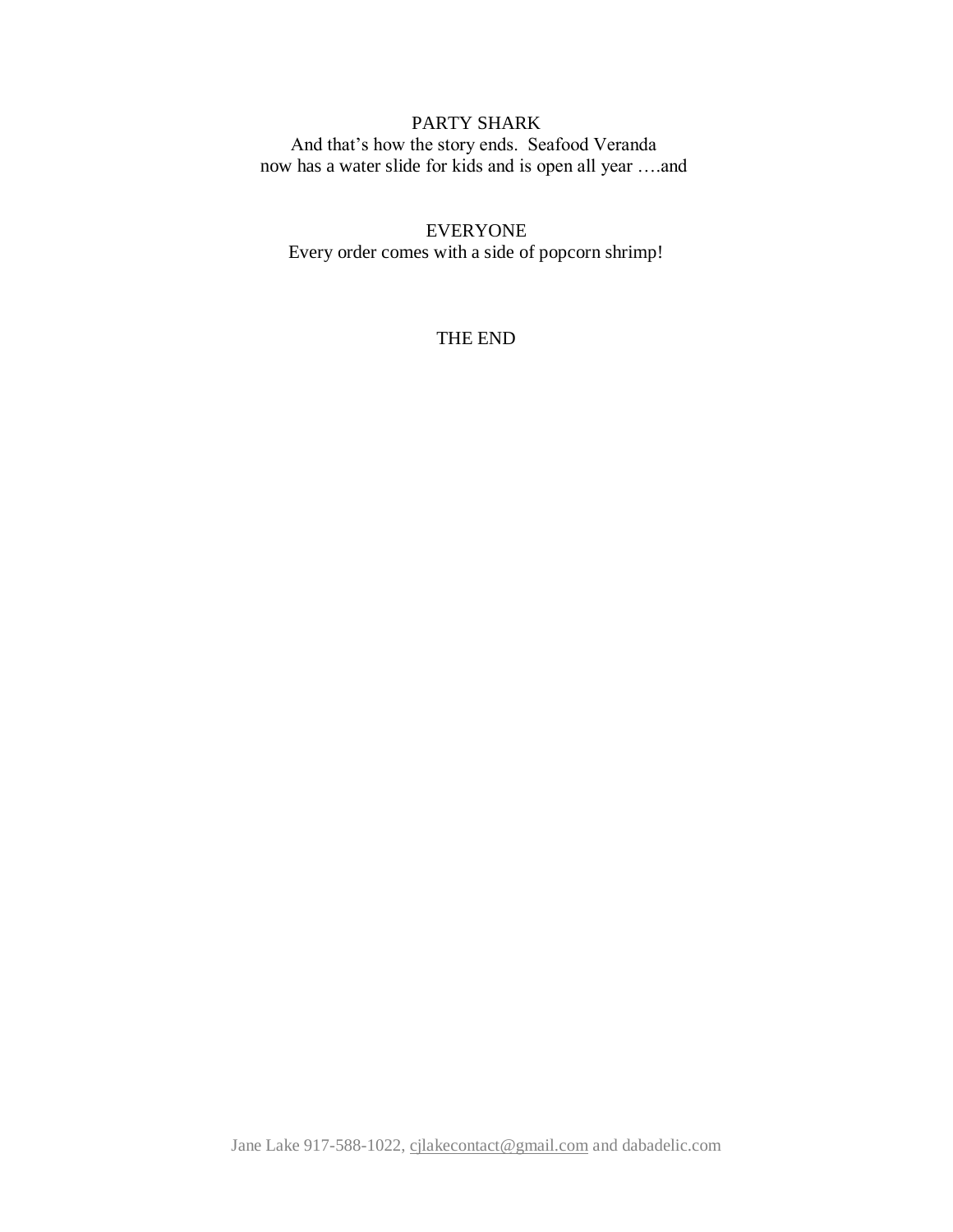PARTY SHARK

And that's how the story ends. Seafood Veranda
now has a water slide for kids and is open all year ….and

EVERYONE

Every order comes with a side of popcorn shrimp!

THE END